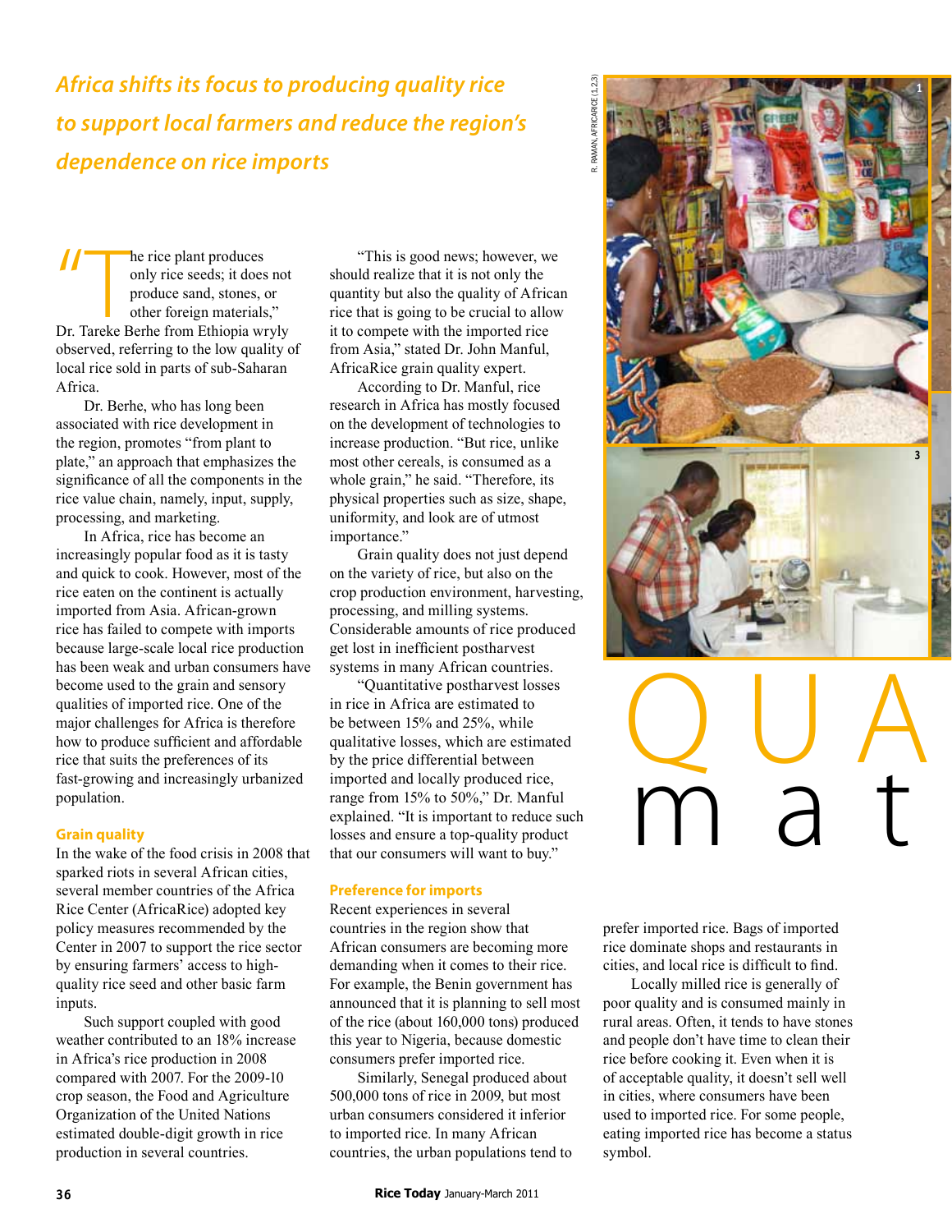*Africa shifts its focus to producing quality rice to support local farmers and reduce the region's dependence on rice imports*

# QUA mat

"The rice plant produces only rice seeds; it does not produce sand, stones, or other foreign materials," Dr. Tareke Berhe from Ethiopia wryly observed, referring to the low quality of local rice sold in parts of sub-Saharan Africa.

Dr. Berhe, who has long been associated with rice development in the region, promotes "from plant to plate," an approach that emphasizes the significance of all the components in the rice value chain, namely, input, supply, processing, and marketing.

In Africa, rice has become an increasingly popular food as it is tasty and quick to cook. However, most of the rice eaten on the continent is actually imported from Asia. African-grown rice has failed to compete with imports because large-scale local rice production has been weak and urban consumers have become used to the grain and sensory qualities of imported rice. One of the major challenges for Africa is therefore how to produce sufficient and affordable rice that suits the preferences of its fast-growing and increasingly urbanized population.

## Grain quality

In the wake of the food crisis in 2008 that sparked riots in several African cities, several member countries of the Africa Rice Center (AfricaRice) adopted key policy measures recommended by the Center in 2007 to support the rice sector by ensuring farmers' access to high-quality rice seed and other basic farm inputs.

Such support coupled with good weather contributed to an 18% increase in Africa's rice production in 2008 compared with 2007. For the 2009-10 crop season, the Food and Agriculture Organization of the United Nations estimated double-digit growth in rice production in several countries.

"This is good news; however, we should realize that it is not only the quantity but also the quality of African rice that is going to be crucial to allow it to compete with the imported rice from Asia," stated Dr. John Manful, AfricaRice grain quality expert.

According to Dr. Manful, rice research in Africa has mostly focused on the development of technologies to increase production. "But rice, unlike most other cereals, is consumed as a whole grain," he said. "Therefore, its physical properties such as size, shape, uniformity, and look are of utmost importance."

Grain quality does not just depend on the variety of rice, but also on the crop production environment, harvesting, processing, and milling systems. Considerable amounts of rice produced get lost in inefficient postharvest systems in many African countries.

"Quantitative postharvest losses in rice in Africa are estimated to be between 15% and 25%, while qualitative losses, which are estimated by the price differential between imported and locally produced rice, range from 15% to 50%," Dr. Manful explained. "It is important to reduce such losses and ensure a top-quality product that our consumers will want to buy."

## Preference for imports

Recent experiences in several countries in the region show that African consumers are becoming more demanding when it comes to their rice. For example, the Benin government has announced that it is planning to sell most of the rice (about 160,000 tons) produced this year to Nigeria, because domestic consumers prefer imported rice.

Similarly, Senegal produced about 500,000 tons of rice in 2009, but most urban consumers considered it inferior to imported rice. In many African countries, the urban populations tend to prefer imported rice. Bags of imported rice dominate shops and restaurants in cities, and local rice is difficult to find.

Locally milled rice is generally of poor quality and is consumed mainly in rural areas. Often, it tends to have stones and people don't have time to clean their rice before cooking it. Even when it is of acceptable quality, it doesn't sell well in cities, where consumers have been used to imported rice. For some people, eating imported rice has become a status symbol.

R. RAMAN, AFRICARICE (1,2,3)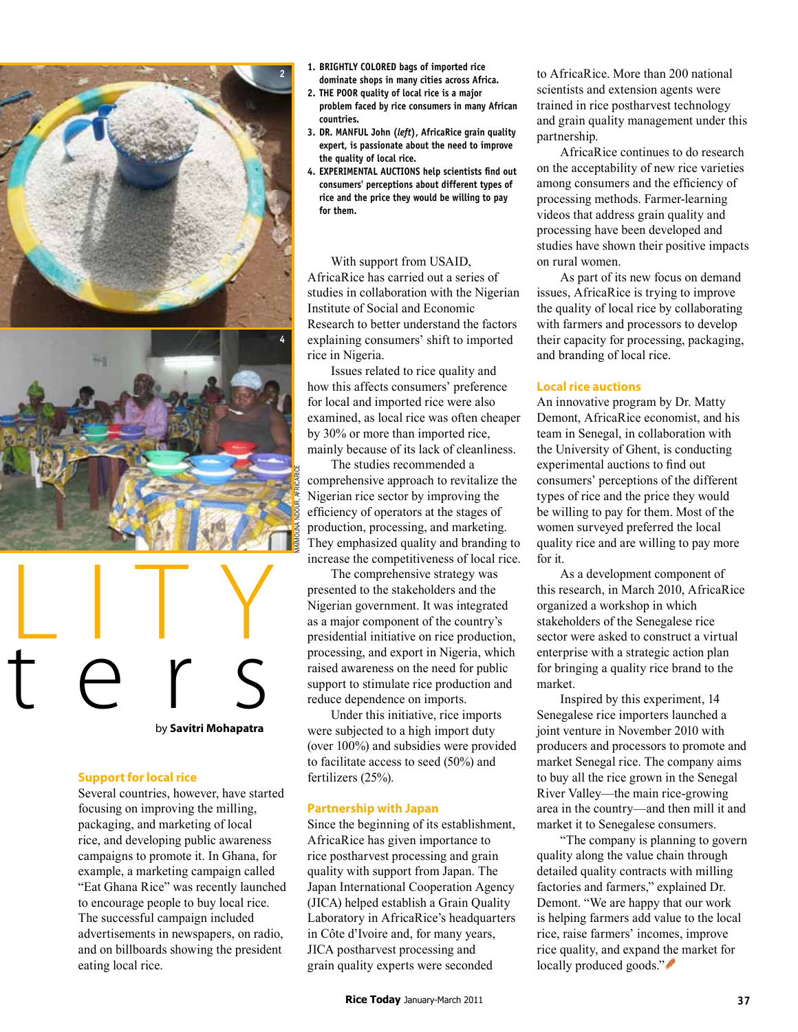1. **BRIGHTLY COLORED bags of imported rice dominate shops in many cities across Africa.**
2. **THE POOR quality of local rice is a major problem faced by rice consumers in many African countries.**
3. **DR. MANFUL John (*left*), AfricaRice grain quality expert, is passionate about the need to improve the quality of local rice.**
4. **EXPERIMENTAL AUCTIONS help scientists find out consumers' perceptions about different types of rice and the price they would be willing to pay for them.**

MAIMOUNA NDOUR, AFRICARICE

LITY

ters

by **Savitri Mohapatra**

### Support for local rice

Several countries, however, have started focusing on improving the milling, packaging, and marketing of local rice, and developing public awareness campaigns to promote it. In Ghana, for example, a marketing campaign called "Eat Ghana Rice" was recently launched to encourage people to buy local rice. The successful campaign included advertisements in newspapers, on radio, and on billboards showing the president eating local rice.

With support from USAID, AfricaRice has carried out a series of studies in collaboration with the Nigerian Institute of Social and Economic Research to better understand the factors explaining consumers' shift to imported rice in Nigeria.

Issues related to rice quality and how this affects consumers' preference for local and imported rice were also examined, as local rice was often cheaper by 30% or more than imported rice, mainly because of its lack of cleanliness.

The studies recommended a comprehensive approach to revitalize the Nigerian rice sector by improving the efficiency of operators at the stages of production, processing, and marketing. They emphasized quality and branding to increase the competitiveness of local rice.

The comprehensive strategy was presented to the stakeholders and the Nigerian government. It was integrated as a major component of the country's presidential initiative on rice production, processing, and export in Nigeria, which raised awareness on the need for public support to stimulate rice production and reduce dependence on imports.

Under this initiative, rice imports were subjected to a high import duty (over 100%) and subsidies were provided to facilitate access to seed (50%) and fertilizers (25%).

### Partnership with Japan

Since the beginning of its establishment, AfricaRice has given importance to rice postharvest processing and grain quality with support from Japan. The Japan International Cooperation Agency (JICA) helped establish a Grain Quality Laboratory in AfricaRice's headquarters in Côte d'Ivoire and, for many years, JICA postharvest processing and grain quality experts were seconded to AfricaRice. More than 200 national scientists and extension agents were trained in rice postharvest technology and grain quality management under this partnership.

AfricaRice continues to do research on the acceptability of new rice varieties among consumers and the efficiency of processing methods. Farmer-learning videos that address grain quality and processing have been developed and studies have shown their positive impacts on rural women.

As part of its new focus on demand issues, AfricaRice is trying to improve the quality of local rice by collaborating with farmers and processors to develop their capacity for processing, packaging, and branding of local rice.

### Local rice auctions

An innovative program by Dr. Matty Demont, AfricaRice economist, and his team in Senegal, in collaboration with the University of Ghent, is conducting experimental auctions to find out consumers' perceptions of the different types of rice and the price they would be willing to pay for them. Most of the women surveyed preferred the local quality rice and are willing to pay more for it.

As a development component of this research, in March 2010, AfricaRice organized a workshop in which stakeholders of the Senegalese rice sector were asked to construct a virtual enterprise with a strategic action plan for bringing a quality rice brand to the market.

Inspired by this experiment, 14 Senegalese rice importers launched a joint venture in November 2010 with producers and processors to promote and market Senegal rice. The company aims to buy all the rice grown in the Senegal River Valley—the main rice-growing area in the country—and then mill it and market it to Senegalese consumers.

"The company is planning to govern quality along the value chain through detailed quality contracts with milling factories and farmers," explained Dr. Demont. "We are happy that our work is helping farmers add value to the local rice, raise farmers' incomes, improve rice quality, and expand the market for locally produced goods."